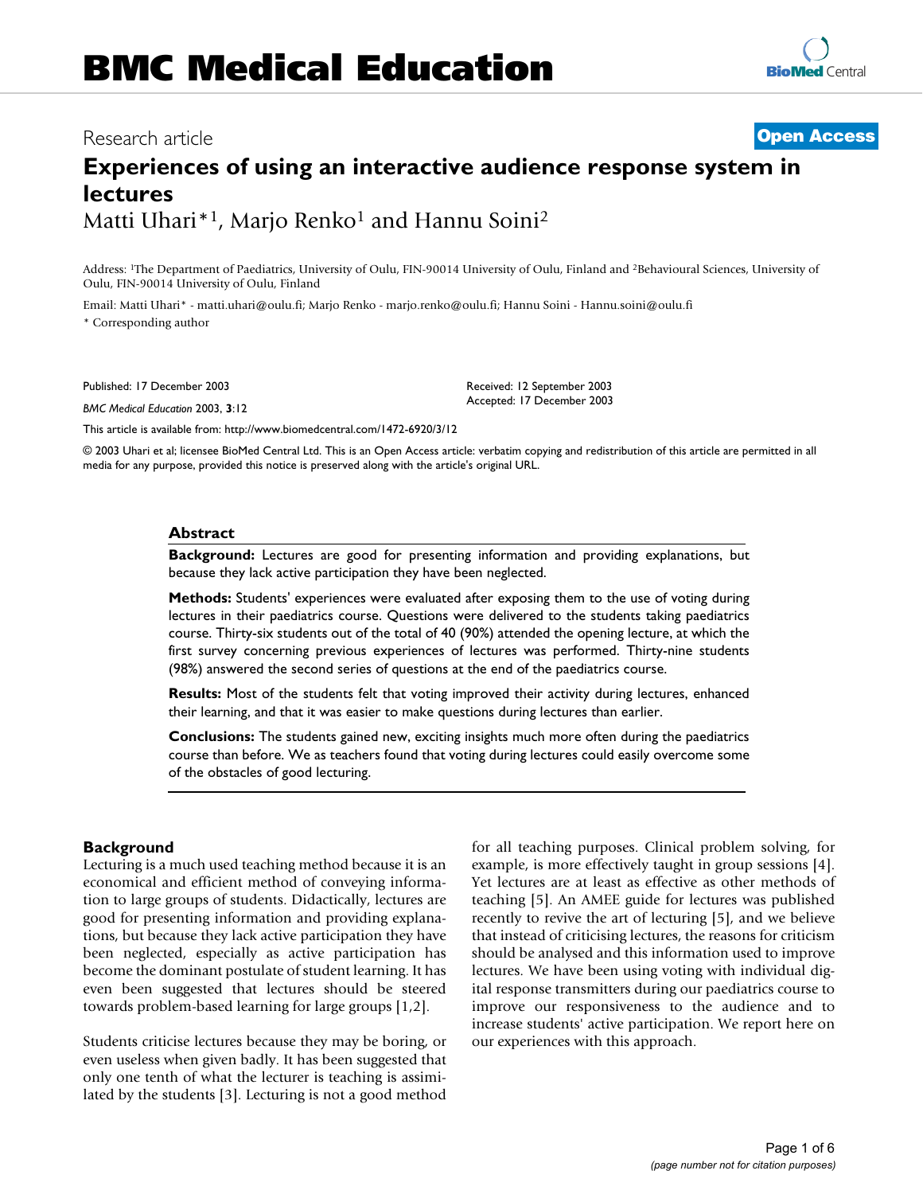BMC Medical Education

Research article

**Open Access**

# Experiences of using an interactive audience response system in lectures

Matti Uhari*[1], Marjo Renko[1] and Hannu Soini[2]

Address: [1]The Department of Paediatrics, University of Oulu, FIN-90014 University of Oulu, Finland and [2]Behavioural Sciences, University of Oulu, FIN-90014 University of Oulu, Finland

Email: Matti Uhari* - matti.uhari@oulu.fi; Marjo Renko - marjo.renko@oulu.fi; Hannu Soini - Hannu.soini@oulu.fi

\* Corresponding author

Published: 17 December 2003

*BMC Medical Education* 2003, **3**:12

Received: 12 September 2003
Accepted: 17 December 2003

This article is available from: http://www.biomedcentral.com/1472-6920/3/12

© 2003 Uhari et al; licensee BioMed Central Ltd. This is an Open Access article: verbatim copying and redistribution of this article are permitted in all media for any purpose, provided this notice is preserved along with the article's original URL.

## Abstract

**Background:** Lectures are good for presenting information and providing explanations, but because they lack active participation they have been neglected.

**Methods:** Students' experiences were evaluated after exposing them to the use of voting during lectures in their paediatrics course. Questions were delivered to the students taking paediatrics course. Thirty-six students out of the total of 40 (90%) attended the opening lecture, at which the first survey concerning previous experiences of lectures was performed. Thirty-nine students (98%) answered the second series of questions at the end of the paediatrics course.

**Results:** Most of the students felt that voting improved their activity during lectures, enhanced their learning, and that it was easier to make questions during lectures than earlier.

**Conclusions:** The students gained new, exciting insights much more often during the paediatrics course than before. We as teachers found that voting during lectures could easily overcome some of the obstacles of good lecturing.

## Background

Lecturing is a much used teaching method because it is an economical and efficient method of conveying information to large groups of students. Didactically, lectures are good for presenting information and providing explanations, but because they lack active participation they have been neglected, especially as active participation has become the dominant postulate of student learning. It has even been suggested that lectures should be steered towards problem-based learning for large groups [1,2].

Students criticise lectures because they may be boring, or even useless when given badly. It has been suggested that only one tenth of what the lecturer is teaching is assimilated by the students [3]. Lecturing is not a good method for all teaching purposes. Clinical problem solving, for example, is more effectively taught in group sessions [4]. Yet lectures are at least as effective as other methods of teaching [5]. An AMEE guide for lectures was published recently to revive the art of lecturing [5], and we believe that instead of criticising lectures, the reasons for criticism should be analysed and this information used to improve lectures. We have been using voting with individual digital response transmitters during our paediatrics course to improve our responsiveness to the audience and to increase students' active participation. We report here on our experiences with this approach.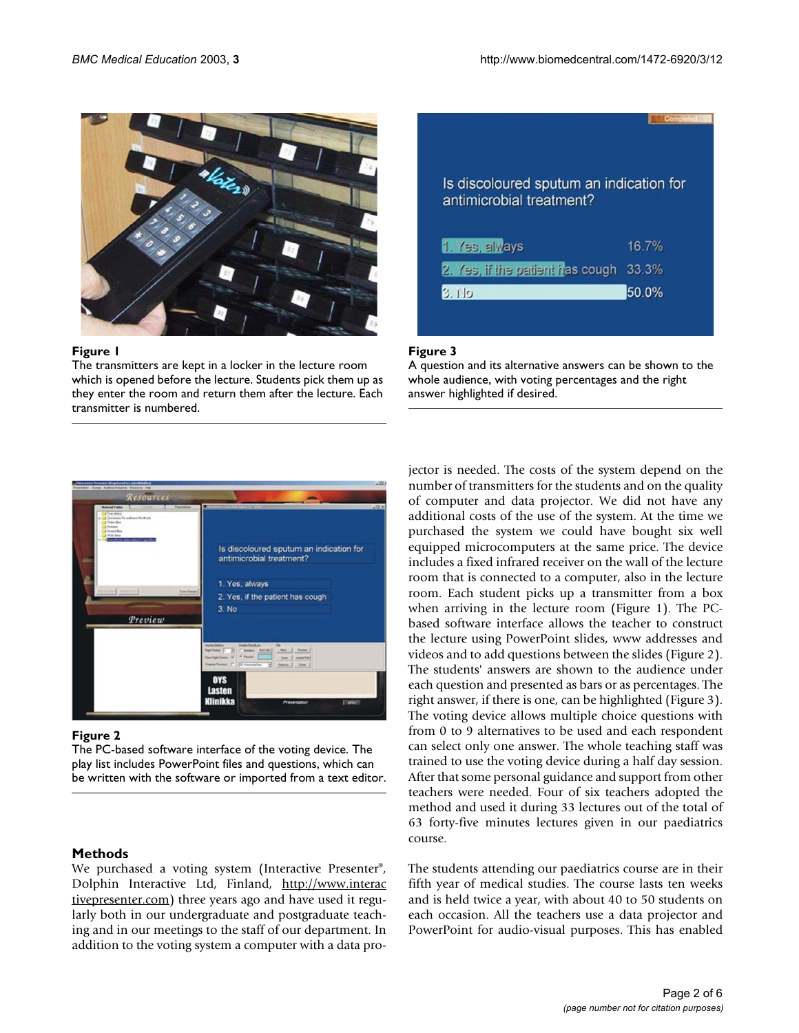Figure 1

The transmitters are kept in a locker in the lecture room which is opened before the lecture. Students pick them up as they enter the room and return them after the lecture. Each transmitter is numbered.

Figure 3

A question and its alternative answers can be shown to the whole audience, with voting percentages and the right answer highlighted if desired.

Figure 2

The PC-based software interface of the voting device. The play list includes PowerPoint files and questions, which can be written with the software or imported from a text editor.

## Methods

We purchased a voting system (Interactive Presenter®, Dolphin Interactive Ltd, Finland, http://www.interactivepresenter.com) three years ago and have used it regularly both in our undergraduate and postgraduate teaching and in our meetings to the staff of our department. In addition to the voting system a computer with a data projector is needed. The costs of the system depend on the number of transmitters for the students and on the quality of computer and data projector. We did not have any additional costs of the use of the system. At the time we purchased the system we could have bought six well equipped microcomputers at the same price. The device includes a fixed infrared receiver on the wall of the lecture room that is connected to a computer, also in the lecture room. Each student picks up a transmitter from a box when arriving in the lecture room (Figure 1). The PC-based software interface allows the teacher to construct the lecture using PowerPoint slides, www addresses and videos and to add questions between the slides (Figure 2). The students' answers are shown to the audience under each question and presented as bars or as percentages. The right answer, if there is one, can be highlighted (Figure 3). The voting device allows multiple choice questions with from 0 to 9 alternatives to be used and each respondent can select only one answer. The whole teaching staff was trained to use the voting device during a half day session. After that some personal guidance and support from other teachers were needed. Four of six teachers adopted the method and used it during 33 lectures out of the total of 63 forty-five minutes lectures given in our paediatrics course.

The students attending our paediatrics course are in their fifth year of medical studies. The course lasts ten weeks and is held twice a year, with about 40 to 50 students on each occasion. All the teachers use a data projector and PowerPoint for audio-visual purposes. This has enabled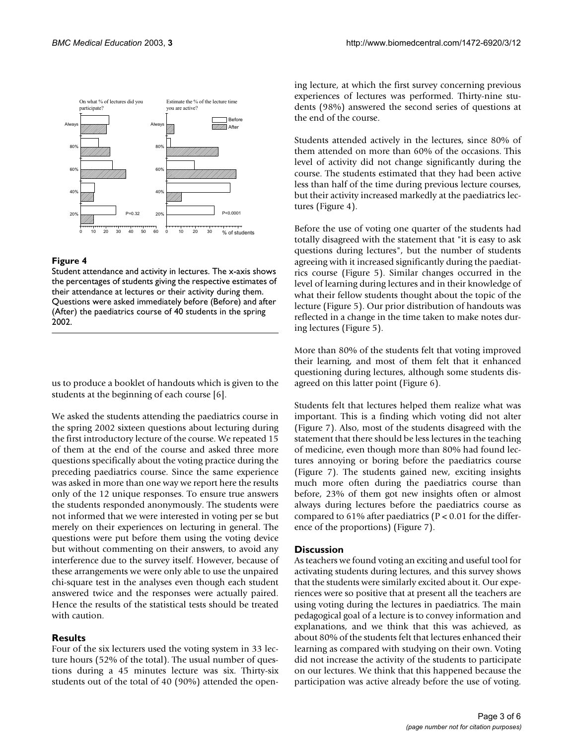**Figure 4**

Student attendance and activity in lectures. The x-axis shows the percentages of students giving the respective estimates of their attendance at lectures or their activity during them. Questions were asked immediately before (Before) and after (After) the paediatrics course of 40 students in the spring 2002.

us to produce a booklet of handouts which is given to the students at the beginning of each course [6].

We asked the students attending the paediatrics course in the spring 2002 sixteen questions about lecturing during the first introductory lecture of the course. We repeated 15 of them at the end of the course and asked three more questions specifically about the voting practice during the preceding paediatrics course. Since the same experience was asked in more than one way we report here the results only of the 12 unique responses. To ensure true answers the students responded anonymously. The students were not informed that we were interested in voting per se but merely on their experiences on lecturing in general. The questions were put before them using the voting device but without commenting on their answers, to avoid any interference due to the survey itself. However, because of these arrangements we were only able to use the unpaired chi-square test in the analyses even though each student answered twice and the responses were actually paired. Hence the results of the statistical tests should be treated with caution.

## Results

Four of the six lecturers used the voting system in 33 lecture hours (52% of the total). The usual number of questions during a 45 minutes lecture was six. Thirty-six students out of the total of 40 (90%) attended the opening lecture, at which the first survey concerning previous experiences of lectures was performed. Thirty-nine students (98%) answered the second series of questions at the end of the course.

Students attended actively in the lectures, since 80% of them attended on more than 60% of the occasions. This level of activity did not change significantly during the course. The students estimated that they had been active less than half of the time during previous lecture courses, but their activity increased markedly at the paediatrics lectures (Figure 4).

Before the use of voting one quarter of the students had totally disagreed with the statement that "it is easy to ask questions during lectures", but the number of students agreeing with it increased significantly during the paediatrics course (Figure 5). Similar changes occurred in the level of learning during lectures and in their knowledge of what their fellow students thought about the topic of the lecture (Figure 5). Our prior distribution of handouts was reflected in a change in the time taken to make notes during lectures (Figure 5).

More than 80% of the students felt that voting improved their learning, and most of them felt that it enhanced questioning during lectures, although some students disagreed on this latter point (Figure 6).

Students felt that lectures helped them realize what was important. This is a finding which voting did not alter (Figure 7). Also, most of the students disagreed with the statement that there should be less lectures in the teaching of medicine, even though more than 80% had found lectures annoying or boring before the paediatrics course (Figure 7). The students gained new, exciting insights much more often during the paediatrics course than before, 23% of them got new insights often or almost always during lectures before the paediatrics course as compared to 61% after paediatrics ($P < 0.01$ for the difference of the proportions) (Figure 7).

## Discussion

As teachers we found voting an exciting and useful tool for activating students during lectures, and this survey shows that the students were similarly excited about it. Our experiences were so positive that at present all the teachers are using voting during the lectures in paediatrics. The main pedagogical goal of a lecture is to convey information and explanations, and we think that this was achieved, as about 80% of the students felt that lectures enhanced their learning as compared with studying on their own. Voting did not increase the activity of the students to participate on our lectures. We think that this happened because the participation was active already before the use of voting.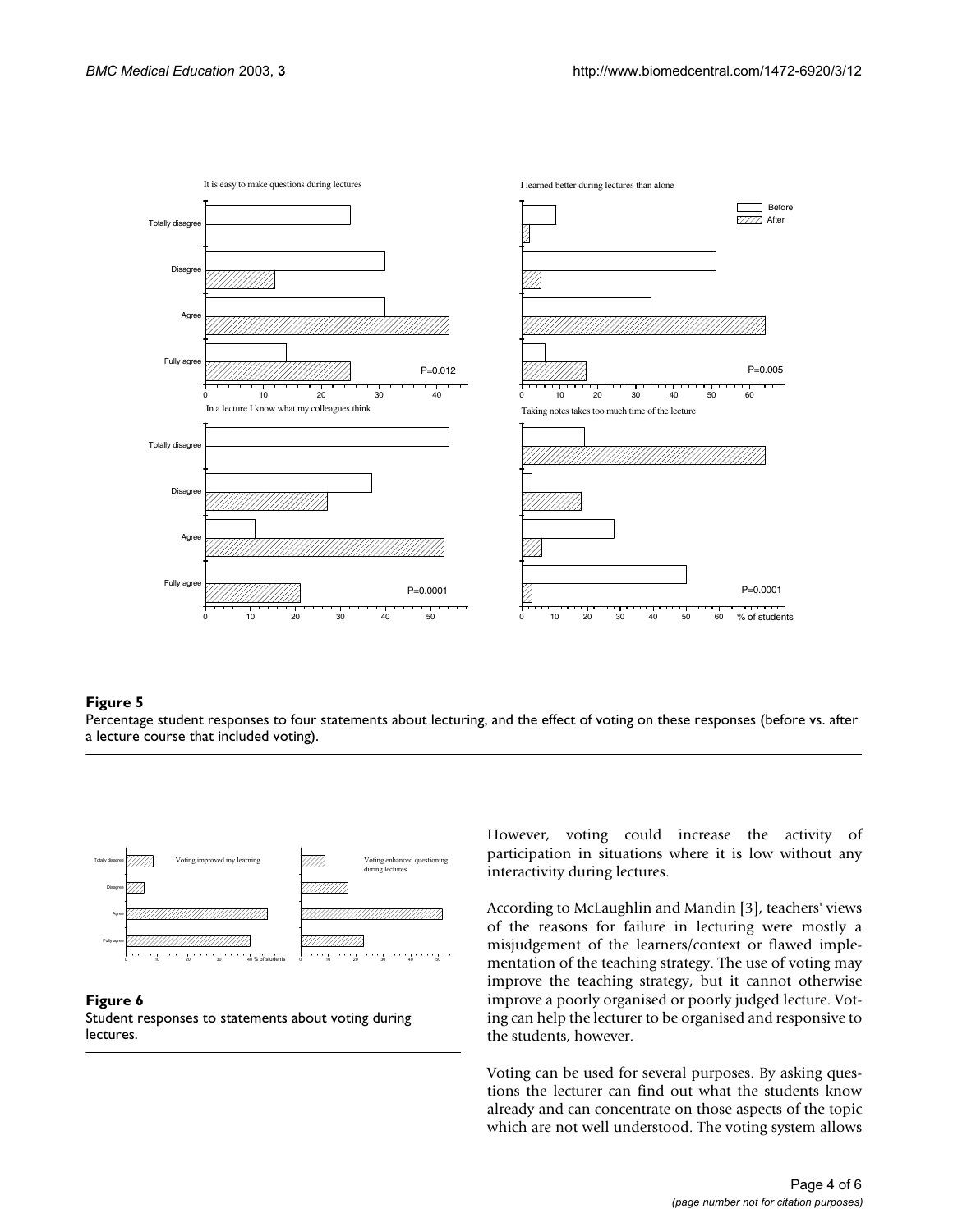**Figure 5**

Percentage student responses to four statements about lecturing, and the effect of voting on these responses (before vs. after a lecture course that included voting).

**Figure 6**

Student responses to statements about voting during lectures.

However, voting could increase the activity of participation in situations where it is low without any interactivity during lectures.

According to McLaughlin and Mandin [3], teachers' views of the reasons for failure in lecturing were mostly a misjudgement of the learners/context or flawed implementation of the teaching strategy. The use of voting may improve the teaching strategy, but it cannot otherwise improve a poorly organised or poorly judged lecture. Voting can help the lecturer to be organised and responsive to the students, however.

Voting can be used for several purposes. By asking questions the lecturer can find out what the students know already and can concentrate on those aspects of the topic which are not well understood. The voting system allows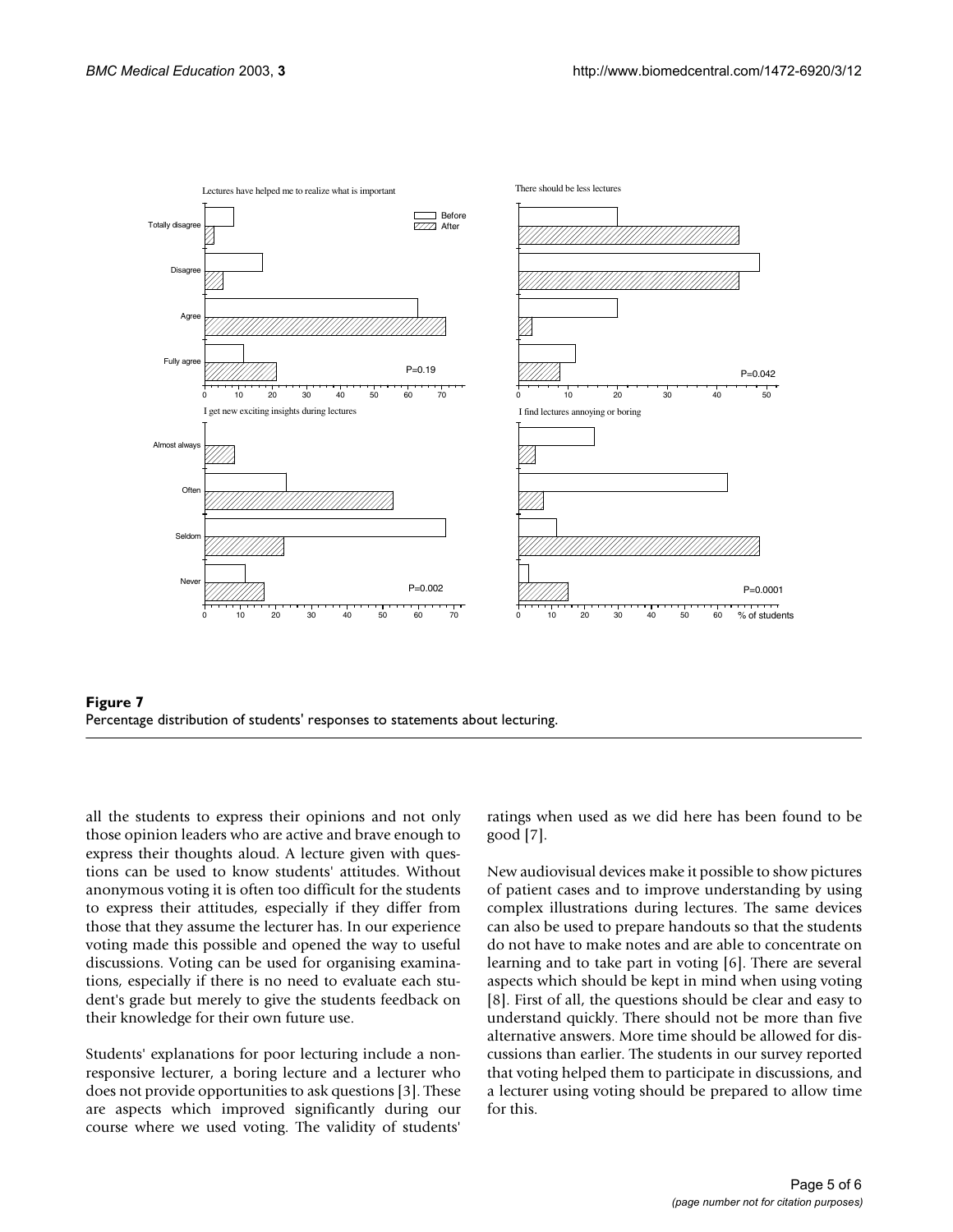**Figure 7**
Percentage distribution of students' responses to statements about lecturing.

all the students to express their opinions and not only those opinion leaders who are active and brave enough to express their thoughts aloud. A lecture given with questions can be used to know students' attitudes. Without anonymous voting it is often too difficult for the students to express their attitudes, especially if they differ from those that they assume the lecturer has. In our experience voting made this possible and opened the way to useful discussions. Voting can be used for organising examinations, especially if there is no need to evaluate each student's grade but merely to give the students feedback on their knowledge for their own future use.

Students' explanations for poor lecturing include a non-responsive lecturer, a boring lecture and a lecturer who does not provide opportunities to ask questions [3]. These are aspects which improved significantly during our course where we used voting. The validity of students' ratings when used as we did here has been found to be good [7].

New audiovisual devices make it possible to show pictures of patient cases and to improve understanding by using complex illustrations during lectures. The same devices can also be used to prepare handouts so that the students do not have to make notes and are able to concentrate on learning and to take part in voting [6]. There are several aspects which should be kept in mind when using voting [8]. First of all, the questions should be clear and easy to understand quickly. There should not be more than five alternative answers. More time should be allowed for discussions than earlier. The students in our survey reported that voting helped them to participate in discussions, and a lecturer using voting should be prepared to allow time for this.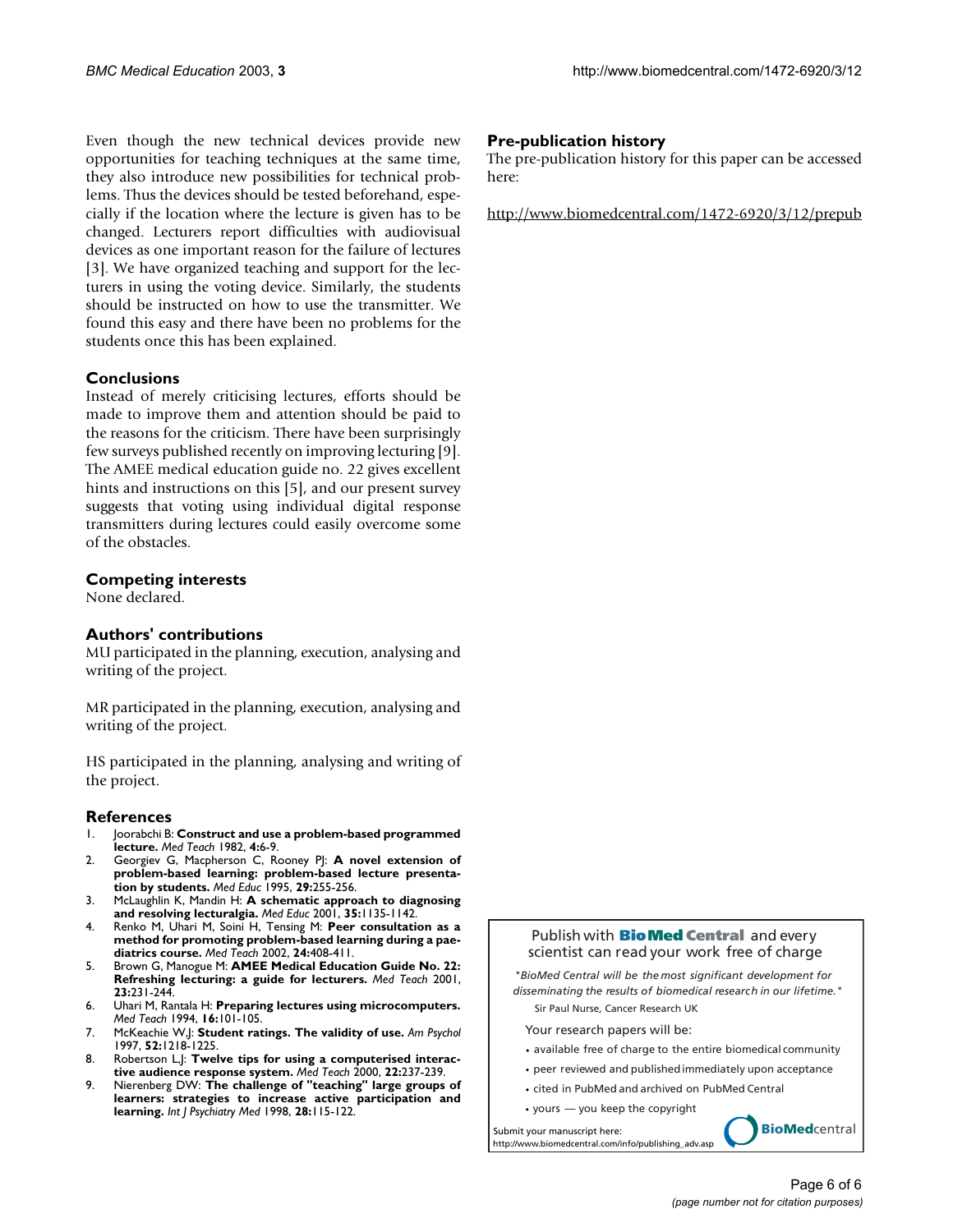Even though the new technical devices provide new opportunities for teaching techniques at the same time, they also introduce new possibilities for technical problems. Thus the devices should be tested beforehand, especially if the location where the lecture is given has to be changed. Lecturers report difficulties with audiovisual devices as one important reason for the failure of lectures [3]. We have organized teaching and support for the lecturers in using the voting device. Similarly, the students should be instructed on how to use the transmitter. We found this easy and there have been no problems for the students once this has been explained.

## Conclusions

Instead of merely criticising lectures, efforts should be made to improve them and attention should be paid to the reasons for the criticism. There have been surprisingly few surveys published recently on improving lecturing [9]. The AMEE medical education guide no. 22 gives excellent hints and instructions on this [5], and our present survey suggests that voting using individual digital response transmitters during lectures could easily overcome some of the obstacles.

## Competing interests

None declared.

## Authors' contributions

MU participated in the planning, execution, analysing and writing of the project.

MR participated in the planning, execution, analysing and writing of the project.

HS participated in the planning, analysing and writing of the project.

## References

1. Joorabchi B: **Construct and use a problem-based programmed lecture.** *Med Teach* 1982, **4:**6-9.
2. Georgiev G, Macpherson C, Rooney PJ: **A novel extension of problem-based learning: problem-based lecture presentation by students.** *Med Educ* 1995, **29:**255-256.
3. McLaughlin K, Mandin H: **A schematic approach to diagnosing and resolving lecturalgia.** *Med Educ* 2001, **35:**1135-1142.
4. Renko M, Uhari M, Soini H, Tensing M: **Peer consultation as a method for promoting problem-based learning during a paediatrics course.** *Med Teach* 2002, **24:**408-411.
5. Brown G, Manogue M: **AMEE Medical Education Guide No. 22: Refreshing lecturing: a guide for lecturers.** *Med Teach* 2001, **23:**231-244.
6. Uhari M, Rantala H: **Preparing lectures using microcomputers.** *Med Teach* 1994, **16:**101-105.
7. McKeachie WJ: **Student ratings. The validity of use.** *Am Psychol* 1997, **52:**1218-1225.
8. Robertson LJ: **Twelve tips for using a computerised interactive audience response system.** *Med Teach* 2000, **22:**237-239.
9. Nierenberg DW: **The challenge of "teaching" large groups of learners: strategies to increase active participation and learning.** *Int J Psychiatry Med* 1998, **28:**115-122.

## Pre-publication history

The pre-publication history for this paper can be accessed here:

http://www.biomedcentral.com/1472-6920/3/12/prepub

Publish with **BioMed Central** and every scientist can read your work free of charge

*"BioMed Central will be the most significant development for disseminating the results of biomedical research in our lifetime."*
Sir Paul Nurse, Cancer Research UK

Your research papers will be:

- available free of charge to the entire biomedical community
- peer reviewed and published immediately upon acceptance
- cited in PubMed and archived on PubMed Central
- yours — you keep the copyright

Submit your manuscript here:
http://www.biomedcentral.com/info/publishing_adv.asp

BioMedcentral